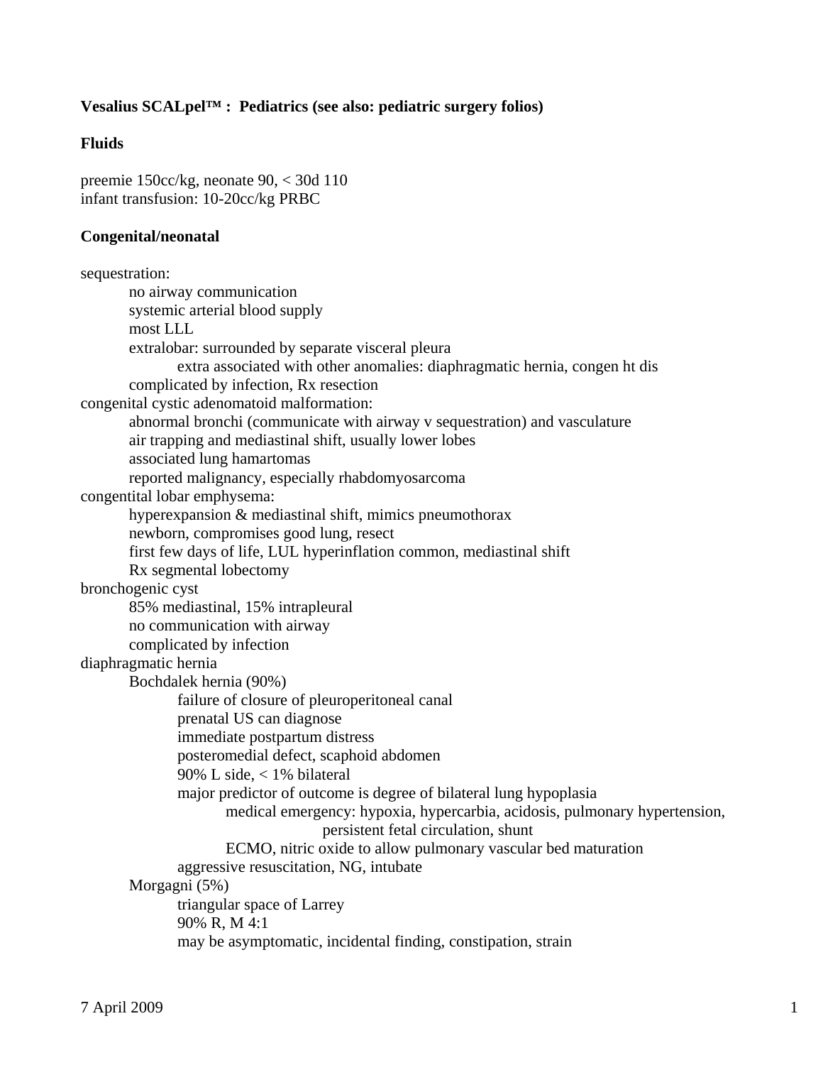**Vesalius SCALpel™ : Pediatrics (see also: pediatric surgery folios)**

**Fluids**

preemie 150cc/kg, neonate 90, < 30d 110
infant transfusion: 10-20cc/kg PRBC

**Congenital/neonatal**

- sequestration:
  - no airway communication
  - systemic arterial blood supply
  - most LLL
  - extralobar: surrounded by separate visceral pleura
    - extra associated with other anomalies: diaphragmatic hernia, congen ht dis
  - complicated by infection, Rx resection
- congenital cystic adenomatoid malformation:
  - abnormal bronchi (communicate with airway v sequestration) and vasculature
  - air trapping and mediastinal shift, usually lower lobes
  - associated lung hamartomas
  - reported malignancy, especially rhabdomyosarcoma
- congentital lobar emphysema:
  - hyperexpansion & mediastinal shift, mimics pneumothorax
  - newborn, compromises good lung, resect
  - first few days of life, LUL hyperinflation common, mediastinal shift
  - Rx segmental lobectomy
- bronchogenic cyst
  - 85% mediastinal, 15% intrapleural
  - no communication with airway
  - complicated by infection
- diaphragmatic hernia
  - Bochdalek hernia (90%)
    - failure of closure of pleuroperitoneal canal
    - prenatal US can diagnose
    - immediate postpartum distress
    - posteromedial defect, scaphoid abdomen
    - 90% L side, < 1% bilateral
    - major predictor of outcome is degree of bilateral lung hypoplasia
      - medical emergency: hypoxia, hypercarbia, acidosis, pulmonary hypertension, persistent fetal circulation, shunt
      - ECMO, nitric oxide to allow pulmonary vascular bed maturation
    - aggressive resuscitation, NG, intubate
  - Morgagni (5%)
    - triangular space of Larrey
    - 90% R, M 4:1
    - may be asymptomatic, incidental finding, constipation, strain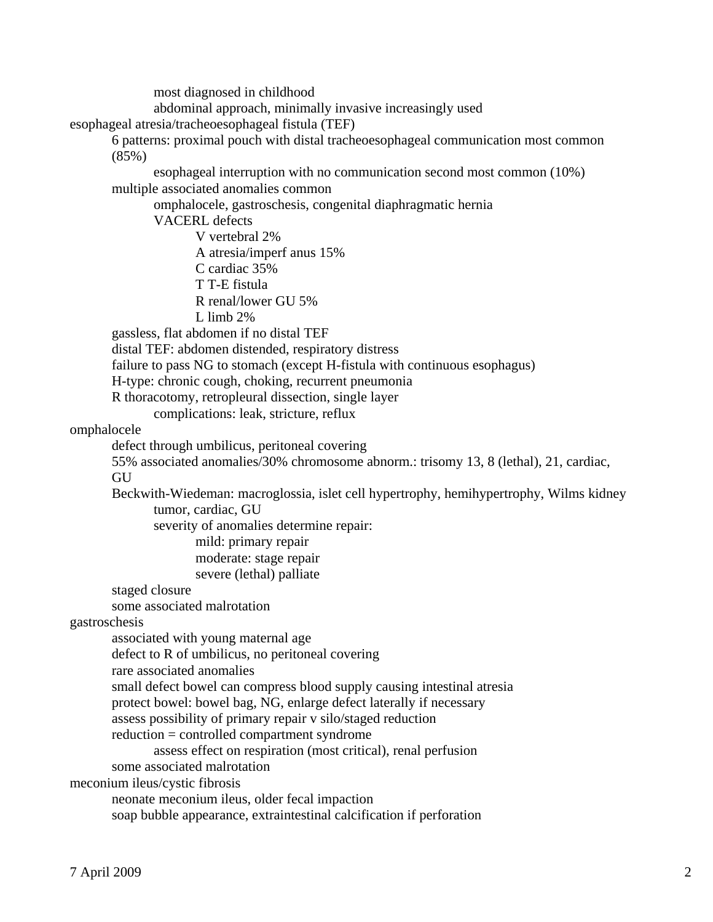- most diagnosed in childhood
- abdominal approach, minimally invasive increasingly used

esophageal atresia/tracheoesophageal fistula (TEF)

- 6 patterns: proximal pouch with distal tracheoesophageal communication most common (85%)
  - esophageal interruption with no communication second most common (10%)
- multiple associated anomalies common
  - omphalocele, gastroschesis, congenital diaphragmatic hernia
  - VACERL defects
    - V vertebral 2%
    - A atresia/imperf anus 15%
    - C cardiac 35%
    - T T-E fistula
    - R renal/lower GU 5%
    - L limb 2%
- gassless, flat abdomen if no distal TEF
- distal TEF: abdomen distended, respiratory distress
- failure to pass NG to stomach (except H-fistula with continuous esophagus)
- H-type: chronic cough, choking, recurrent pneumonia
- R thoracotomy, retropleural dissection, single layer
  - complications: leak, stricture, reflux

omphalocele

- defect through umbilicus, peritoneal covering
- 55% associated anomalies/30% chromosome abnorm.: trisomy 13, 8 (lethal), 21, cardiac, GU
- Beckwith-Wiedeman: macroglossia, islet cell hypertrophy, hemihypertrophy, Wilms kidney tumor, cardiac, GU
  - severity of anomalies determine repair:
    - mild: primary repair
    - moderate: stage repair
    - severe (lethal) palliate
- staged closure
- some associated malrotation

gastroschesis

- associated with young maternal age
- defect to R of umbilicus, no peritoneal covering
- rare associated anomalies
- small defect bowel can compress blood supply causing intestinal atresia
- protect bowel: bowel bag, NG, enlarge defect laterally if necessary
- assess possibility of primary repair v silo/staged reduction
- reduction = controlled compartment syndrome
  - assess effect on respiration (most critical), renal perfusion
- some associated malrotation

meconium ileus/cystic fibrosis

- neonate meconium ileus, older fecal impaction
- soap bubble appearance, extraintestinal calcification if perforation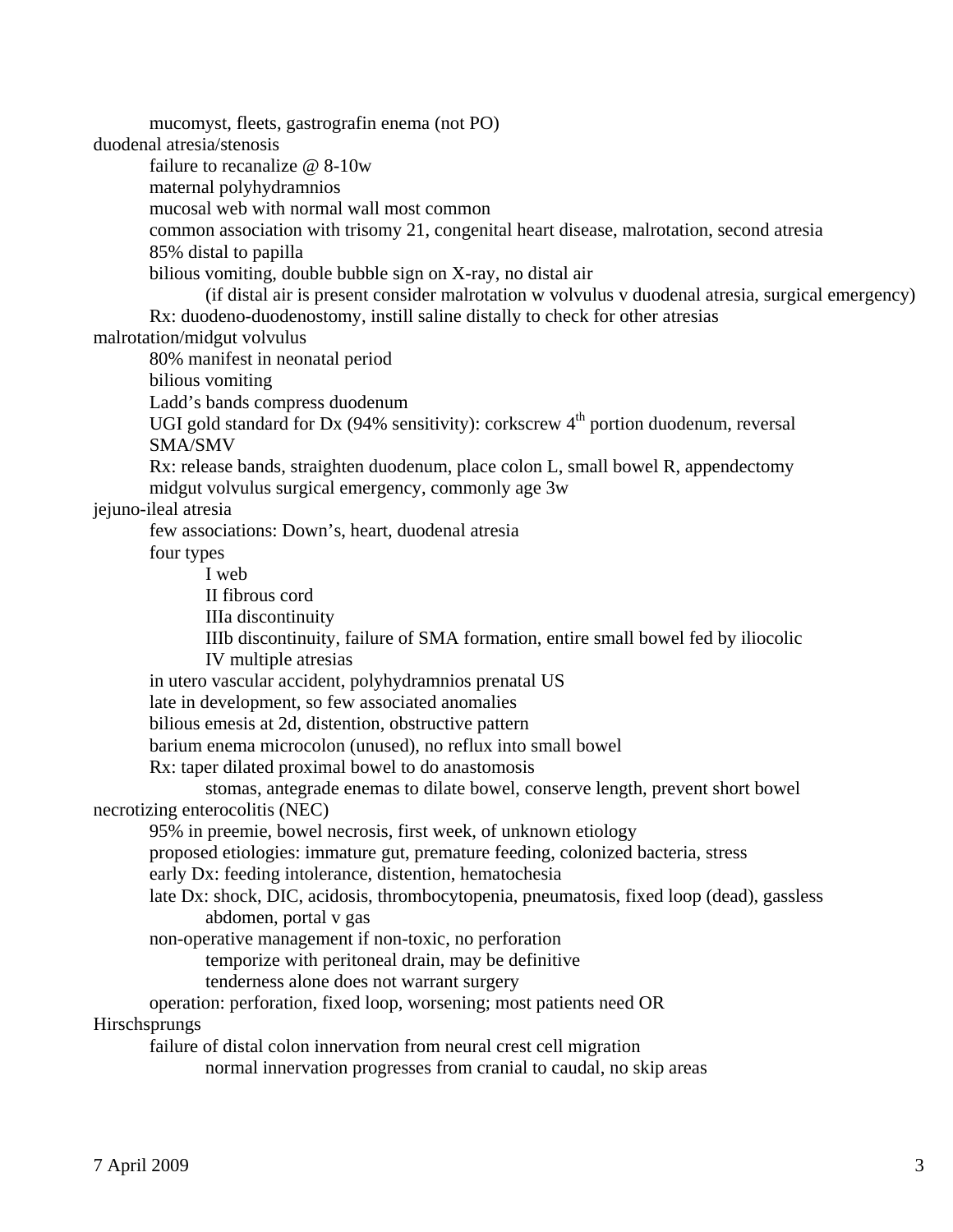- mucomyst, fleets, gastrografin enema (not PO)

duodenal atresia/stenosis

- failure to recanalize @ 8-10w
- maternal polyhydramnios
- mucosal web with normal wall most common
- common association with trisomy 21, congenital heart disease, malrotation, second atresia
- 85% distal to papilla
- bilious vomiting, double bubble sign on X-ray, no distal air
    - (if distal air is present consider malrotation w volvulus v duodenal atresia, surgical emergency)
- Rx: duodeno-duodenostomy, instill saline distally to check for other atresias

malrotation/midgut volvulus

- 80% manifest in neonatal period
- bilious vomiting
- Ladd's bands compress duodenum
- UGI gold standard for Dx (94% sensitivity): corkscrew 4$^{th}$ portion duodenum, reversal SMA/SMV
- Rx: release bands, straighten duodenum, place colon L, small bowel R, appendectomy
- midgut volvulus surgical emergency, commonly age 3w

jejuno-ileal atresia

- few associations: Down's, heart, duodenal atresia
- four types
    - I web
    - II fibrous cord
    - IIIa discontinuity
    - IIIb discontinuity, failure of SMA formation, entire small bowel fed by iliocolic
    - IV multiple atresias
- in utero vascular accident, polyhydramnios prenatal US
- late in development, so few associated anomalies
- bilious emesis at 2d, distention, obstructive pattern
- barium enema microcolon (unused), no reflux into small bowel
- Rx: taper dilated proximal bowel to do anastomosis
    - stomas, antegrade enemas to dilate bowel, conserve length, prevent short bowel

necrotizing enterocolitis (NEC)

- 95% in preemie, bowel necrosis, first week, of unknown etiology
- proposed etiologies: immature gut, premature feeding, colonized bacteria, stress
- early Dx: feeding intolerance, distention, hematochesia
- late Dx: shock, DIC, acidosis, thrombocytopenia, pneumatosis, fixed loop (dead), gassless abdomen, portal v gas
- non-operative management if non-toxic, no perforation
    - temporize with peritoneal drain, may be definitive
    - tenderness alone does not warrant surgery
- operation: perforation, fixed loop, worsening; most patients need OR

Hirschsprungs

- failure of distal colon innervation from neural crest cell migration
    - normal innervation progresses from cranial to caudal, no skip areas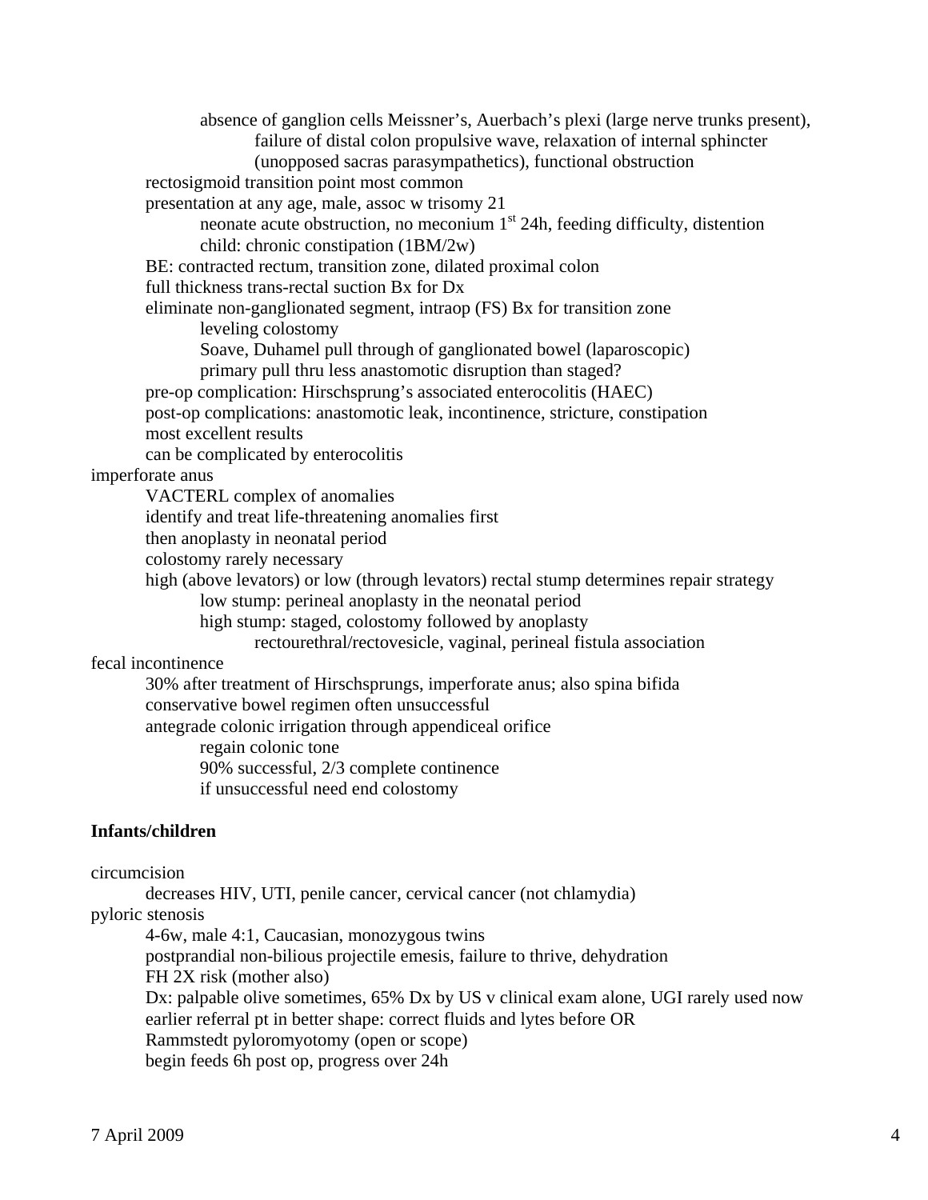- absence of ganglion cells Meissner's, Auerbach's plexi (large nerve trunks present),
  - failure of distal colon propulsive wave, relaxation of internal sphincter (unopposed sacras parasympathetics), functional obstruction
- rectosigmoid transition point most common
- presentation at any age, male, assoc w trisomy 21
  - neonate acute obstruction, no meconium 1st 24h, feeding difficulty, distention
  - child: chronic constipation (1BM/2w)
- BE: contracted rectum, transition zone, dilated proximal colon
- full thickness trans-rectal suction Bx for Dx
- eliminate non-ganglionated segment, intraop (FS) Bx for transition zone
  - leveling colostomy
  - Soave, Duhamel pull through of ganglionated bowel (laparoscopic)
  - primary pull thru less anastomotic disruption than staged?
- pre-op complication: Hirschsprung's associated enterocolitis (HAEC)
- post-op complications: anastomotic leak, incontinence, stricture, constipation
- most excellent results
- can be complicated by enterocolitis

imperforate anus
- VACTERL complex of anomalies
- identify and treat life-threatening anomalies first
- then anoplasty in neonatal period
- colostomy rarely necessary
- high (above levators) or low (through levators) rectal stump determines repair strategy
  - low stump: perineal anoplasty in the neonatal period
  - high stump: staged, colostomy followed by anoplasty
    - rectourethral/rectovesicle, vaginal, perineal fistula association

fecal incontinence
- 30% after treatment of Hirschsprungs, imperforate anus; also spina bifida
- conservative bowel regimen often unsuccessful
- antegrade colonic irrigation through appendiceal orifice
  - regain colonic tone
  - 90% successful, 2/3 complete continence
  - if unsuccessful need end colostomy

**Infants/children**

circumcision
- decreases HIV, UTI, penile cancer, cervical cancer (not chlamydia)

pyloric stenosis
- 4-6w, male 4:1, Caucasian, monozygous twins
- postprandial non-bilious projectile emesis, failure to thrive, dehydration
- FH 2X risk (mother also)
- Dx: palpable olive sometimes, 65% Dx by US v clinical exam alone, UGI rarely used now
- earlier referral pt in better shape: correct fluids and lytes before OR
- Rammstedt pyloromyotomy (open or scope)
- begin feeds 6h post op, progress over 24h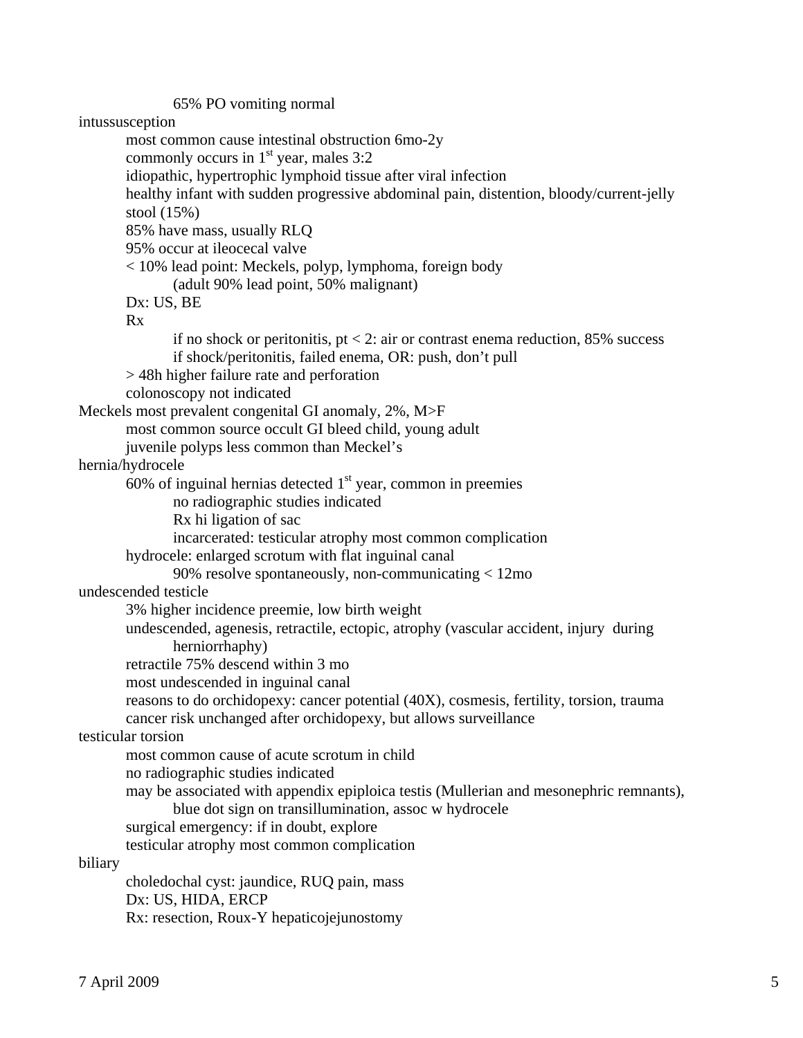- 65% PO vomiting normal

intussusception

- most common cause intestinal obstruction 6mo-2y
- commonly occurs in 1st year, males 3:2
- idiopathic, hypertrophic lymphoid tissue after viral infection
- healthy infant with sudden progressive abdominal pain, distention, bloody/current-jelly stool (15%)
- 85% have mass, usually RLQ
- 95% occur at ileocecal valve
- < 10% lead point: Meckels, polyp, lymphoma, foreign body
  - (adult 90% lead point, 50% malignant)
- Dx: US, BE
- Rx
  - if no shock or peritonitis, pt < 2: air or contrast enema reduction, 85% success
  - if shock/peritonitis, failed enema, OR: push, don't pull
- > 48h higher failure rate and perforation
- colonoscopy not indicated

Meckels most prevalent congenital GI anomaly, 2%, M>F

- most common source occult GI bleed child, young adult
- juvenile polyps less common than Meckel's

hernia/hydrocele

- 60% of inguinal hernias detected 1st year, common in preemies
  - no radiographic studies indicated
  - Rx hi ligation of sac
  - incarcerated: testicular atrophy most common complication
- hydrocele: enlarged scrotum with flat inguinal canal
  - 90% resolve spontaneously, non-communicating < 12mo

undescended testicle

- 3% higher incidence preemie, low birth weight
- undescended, agenesis, retractile, ectopic, atrophy (vascular accident, injury during herniorrhaphy)
- retractile 75% descend within 3 mo
- most undescended in inguinal canal
- reasons to do orchidopexy: cancer potential (40X), cosmesis, fertility, torsion, trauma
- cancer risk unchanged after orchidopexy, but allows surveillance

testicular torsion

- most common cause of acute scrotum in child
- no radiographic studies indicated
- may be associated with appendix epiploica testis (Mullerian and mesonephric remnants), blue dot sign on transillumination, assoc w hydrocele
- surgical emergency: if in doubt, explore
- testicular atrophy most common complication

biliary

- choledochal cyst: jaundice, RUQ pain, mass
- Dx: US, HIDA, ERCP
- Rx: resection, Roux-Y hepaticojejunostomy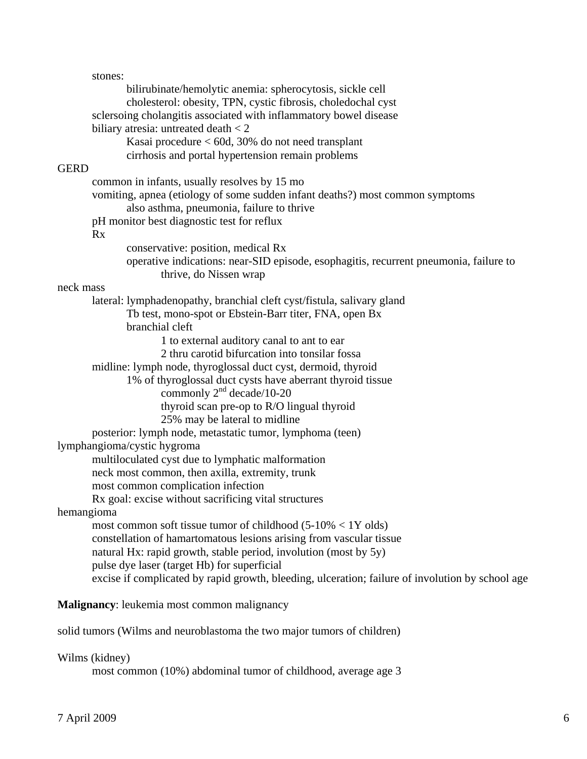- stones:
  - bilirubinate/hemolytic anemia: spherocytosis, sickle cell
  - cholesterol: obesity, TPN, cystic fibrosis, choledochal cyst
- sclersoing cholangitis associated with inflammatory bowel disease
- biliary atresia: untreated death < 2
  - Kasai procedure < 60d, 30% do not need transplant
  - cirrhosis and portal hypertension remain problems

GERD
- common in infants, usually resolves by 15 mo
- vomiting, apnea (etiology of some sudden infant deaths?) most common symptoms
  - also asthma, pneumonia, failure to thrive
- pH monitor best diagnostic test for reflux
- Rx
  - conservative: position, medical Rx
  - operative indications: near-SID episode, esophagitis, recurrent pneumonia, failure to thrive, do Nissen wrap

neck mass
- lateral: lymphadenopathy, branchial cleft cyst/fistula, salivary gland
  - Tb test, mono-spot or Ebstein-Barr titer, FNA, open Bx
  - branchial cleft
    - 1 to external auditory canal to ant to ear
    - 2 thru carotid bifurcation into tonsilar fossa
- midline: lymph node, thyroglossal duct cyst, dermoid, thyroid
  - 1% of thyroglossal duct cysts have aberrant thyroid tissue
    - commonly 2nd decade/10-20
    - thyroid scan pre-op to R/O lingual thyroid
    - 25% may be lateral to midline
- posterior: lymph node, metastatic tumor, lymphoma (teen)

lymphangioma/cystic hygroma
- multiloculated cyst due to lymphatic malformation
- neck most common, then axilla, extremity, trunk
- most common complication infection
- Rx goal: excise without sacrificing vital structures

hemangioma
- most common soft tissue tumor of childhood (5-10% < 1Y olds)
- constellation of hamartomatous lesions arising from vascular tissue
- natural Hx: rapid growth, stable period, involution (most by 5y)
- pulse dye laser (target Hb) for superficial
- excise if complicated by rapid growth, bleeding, ulceration; failure of involution by school age

**Malignancy**: leukemia most common malignancy

solid tumors (Wilms and neuroblastoma the two major tumors of children)

Wilms (kidney)
- most common (10%) abdominal tumor of childhood, average age 3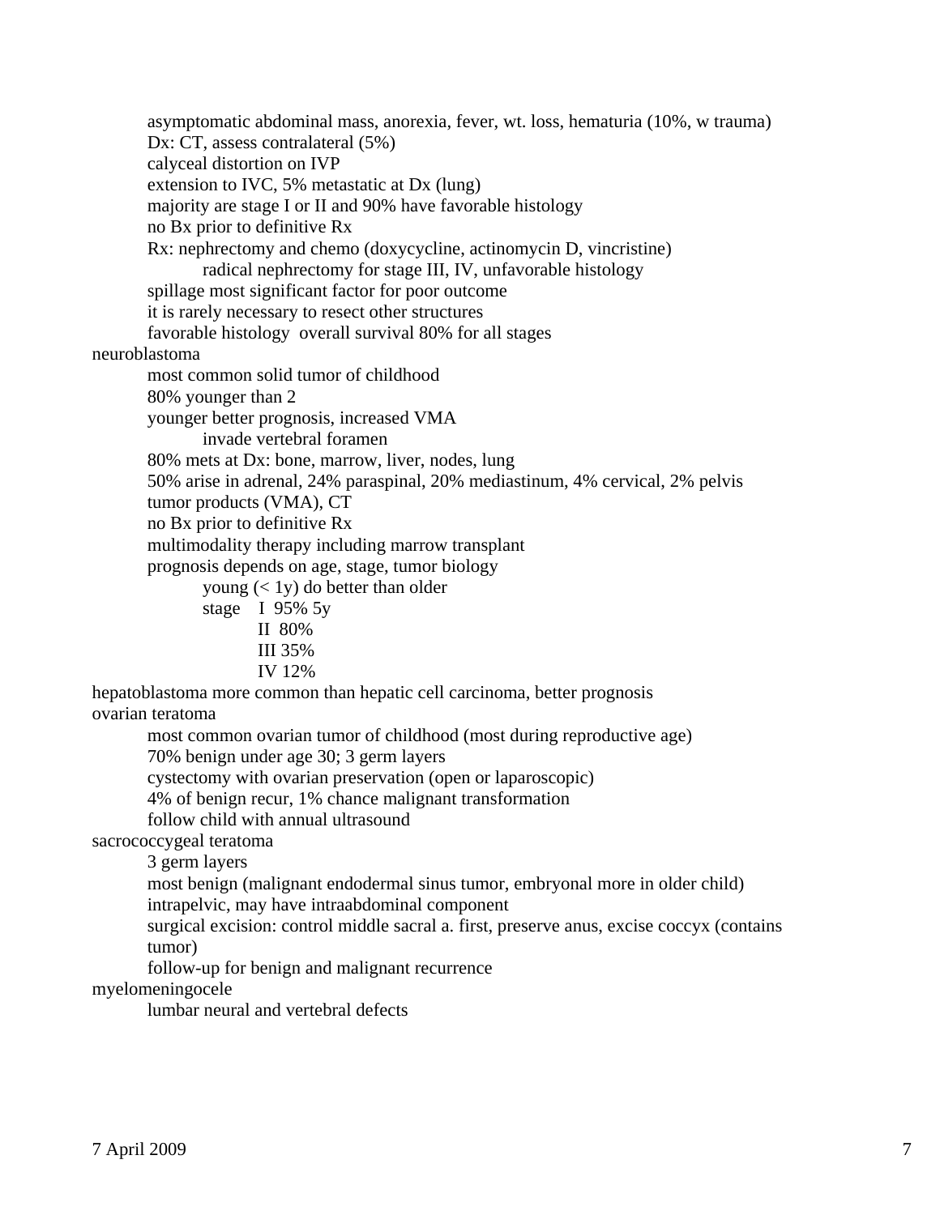- asymptomatic abdominal mass, anorexia, fever, wt. loss, hematuria (10%, w trauma)
- Dx: CT, assess contralateral (5%)
- calyceal distortion on IVP
- extension to IVC, 5% metastatic at Dx (lung)
- majority are stage I or II and 90% have favorable histology
- no Bx prior to definitive Rx
- Rx: nephrectomy and chemo (doxycycline, actinomycin D, vincristine)
  - radical nephrectomy for stage III, IV, unfavorable histology
- spillage most significant factor for poor outcome
- it is rarely necessary to resect other structures
- favorable histology  overall survival 80% for all stages

neuroblastoma

- most common solid tumor of childhood
- 80% younger than 2
- younger better prognosis, increased VMA
  - invade vertebral foramen
- 80% mets at Dx: bone, marrow, liver, nodes, lung
- 50% arise in adrenal, 24% paraspinal, 20% mediastinum, 4% cervical, 2% pelvis
- tumor products (VMA), CT
- no Bx prior to definitive Rx
- multimodality therapy including marrow transplant
- prognosis depends on age, stage, tumor biology
  - young (< 1y) do better than older
  - stage I 95% 5y
    - II 80%
    - III 35%
    - IV 12%

hepatoblastoma more common than hepatic cell carcinoma, better prognosis

ovarian teratoma

- most common ovarian tumor of childhood (most during reproductive age)
- 70% benign under age 30; 3 germ layers
- cystectomy with ovarian preservation (open or laparoscopic)
- 4% of benign recur, 1% chance malignant transformation
- follow child with annual ultrasound

sacrococcygeal teratoma

- 3 germ layers
- most benign (malignant endodermal sinus tumor, embryonal more in older child)
- intrapelvic, may have intraabdominal component
- surgical excision: control middle sacral a. first, preserve anus, excise coccyx (contains tumor)
- follow-up for benign and malignant recurrence

myelomeningocele

- lumbar neural and vertebral defects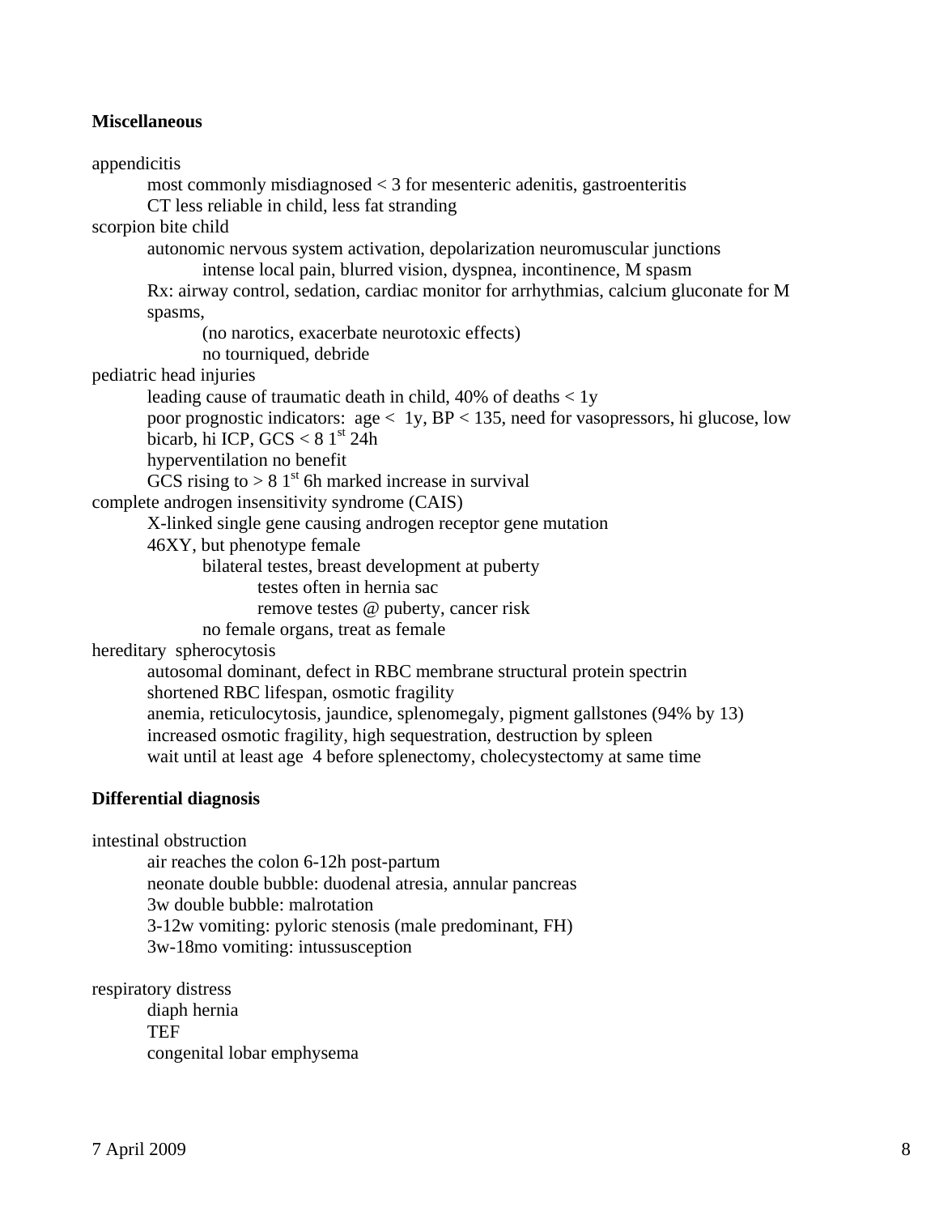**Miscellaneous**

appendicitis
- most commonly misdiagnosed < 3 for mesenteric adenitis, gastroenteritis
- CT less reliable in child, less fat stranding

scorpion bite child
- autonomic nervous system activation, depolarization neuromuscular junctions
  - intense local pain, blurred vision, dyspnea, incontinence, M spasm
- Rx: airway control, sedation, cardiac monitor for arrhythmias, calcium gluconate for M spasms,
  - (no narotics, exacerbate neurotoxic effects)
  - no tourniqued, debride

pediatric head injuries
- leading cause of traumatic death in child, 40% of deaths < 1y
- poor prognostic indicators: age < 1y, BP < 135, need for vasopressors, hi glucose, low bicarb, hi ICP, GCS < 8 1st 24h
- hyperventilation no benefit
- GCS rising to > 8 1st 6h marked increase in survival

complete androgen insensitivity syndrome (CAIS)
- X-linked single gene causing androgen receptor gene mutation
- 46XY, but phenotype female
  - bilateral testes, breast development at puberty
    - testes often in hernia sac
    - remove testes @ puberty, cancer risk
  - no female organs, treat as female

hereditary spherocytosis
- autosomal dominant, defect in RBC membrane structural protein spectrin
- shortened RBC lifespan, osmotic fragility
- anemia, reticulocytosis, jaundice, splenomegaly, pigment gallstones (94% by 13)
- increased osmotic fragility, high sequestration, destruction by spleen
- wait until at least age 4 before splenectomy, cholecystectomy at same time

**Differential diagnosis**

intestinal obstruction
- air reaches the colon 6-12h post-partum
- neonate double bubble: duodenal atresia, annular pancreas
- 3w double bubble: malrotation
- 3-12w vomiting: pyloric stenosis (male predominant, FH)
- 3w-18mo vomiting: intussusception

respiratory distress
- diaph hernia
- TEF
- congenital lobar emphysema

7 April 2009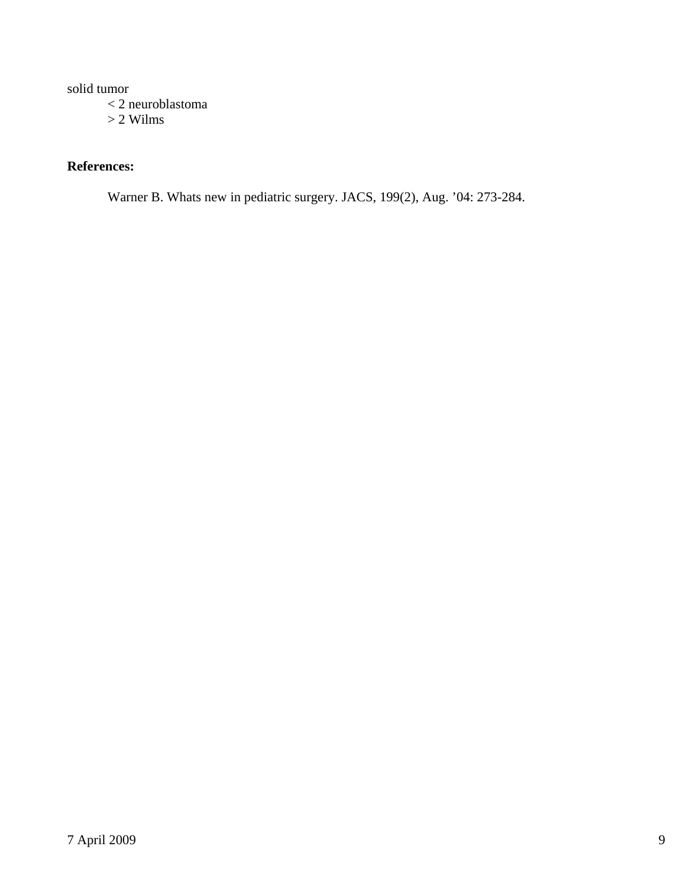solid tumor

- < 2 neuroblastoma
- > 2 Wilms

**References:**

Warner B. Whats new in pediatric surgery. JACS, 199(2), Aug. ’04: 273-284.